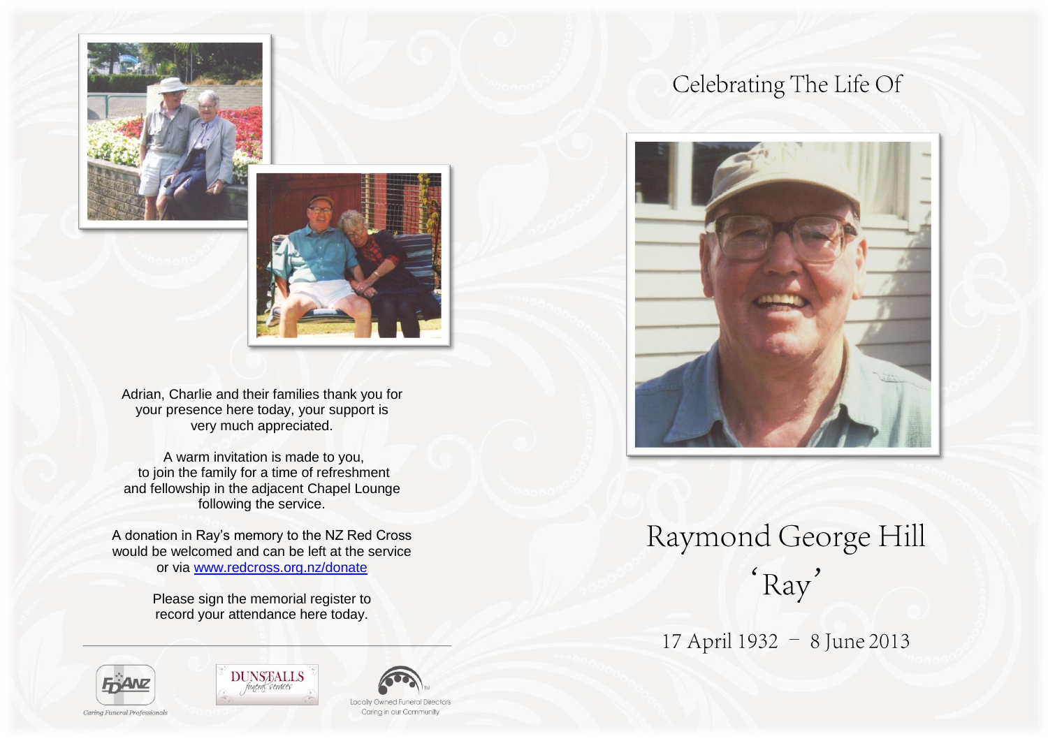Adrian, Charlie and their families thank you for your presence here today, your support is very much appreciated.

A warm invitation is made to you, to join the family for a time of refreshment and fellowship in the adjacent Chapel Lounge following the service.

A donation in Ray's memory to the NZ Red Cross would be welcomed and can be left at the service or via [www.redcross.org.nz/donate](http://www.redcross.org.nz/donate)

Please sign the memorial register to record your attendance here today.

---

FDANZ
Caring Funeral Professionals

DUNSTALLS funeral services

Locally Owned Funeral Directors
Caring in our Community

## Celebrating The Life Of

# Raymond George Hill

## 'Ray'

17 April 1932 – 8 June 2013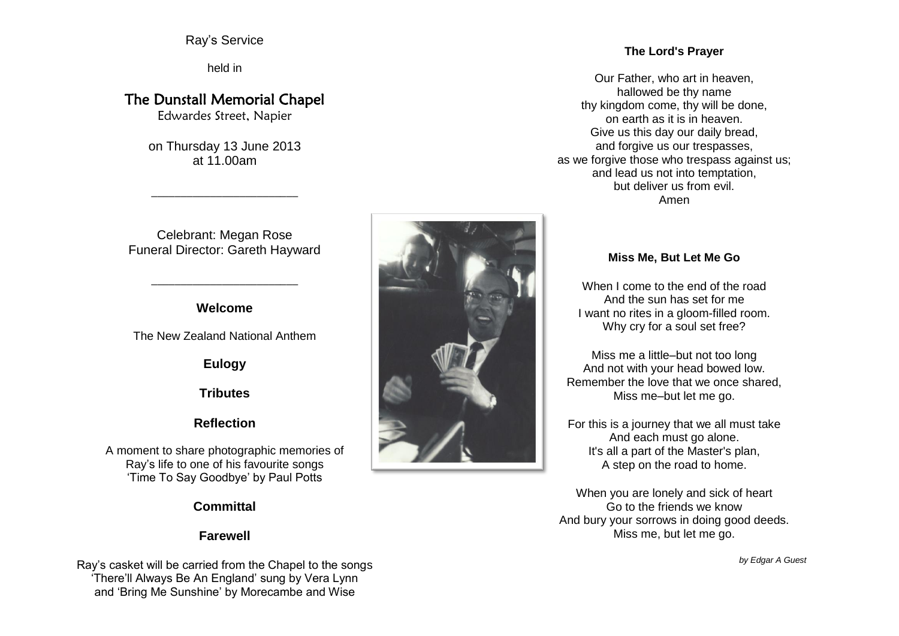Ray's Service

held in

# The Dunstall Memorial Chapel

Edwardes Street, Napier

on Thursday 13 June 2013
at 11.00am

______________________

Celebrant: Megan Rose
Funeral Director: Gareth Hayward

______________________

**Welcome**

The New Zealand National Anthem

**Eulogy**

**Tributes**

**Reflection**

A moment to share photographic memories of
Ray's life to one of his favourite songs
'Time To Say Goodbye' by Paul Potts

**Committal**

**Farewell**

Ray's casket will be carried from the Chapel to the songs
'There'll Always Be An England' sung by Vera Lynn
and 'Bring Me Sunshine' by Morecambe and Wise

**The Lord's Prayer**

Our Father, who art in heaven,
hallowed be thy name
thy kingdom come, thy will be done,
on earth as it is in heaven.
Give us this day our daily bread,
and forgive us our trespasses,
as we forgive those who trespass against us;
and lead us not into temptation,
but deliver us from evil.
Amen

**Miss Me, But Let Me Go**

When I come to the end of the road
And the sun has set for me
I want no rites in a gloom-filled room.
Why cry for a soul set free?

Miss me a little–but not too long
And not with your head bowed low.
Remember the love that we once shared,
Miss me–but let me go.

For this is a journey that we all must take
And each must go alone.
It's all a part of the Master's plan,
A step on the road to home.

When you are lonely and sick of heart
Go to the friends we know
And bury your sorrows in doing good deeds.
Miss me, but let me go.

*by Edgar A Guest*